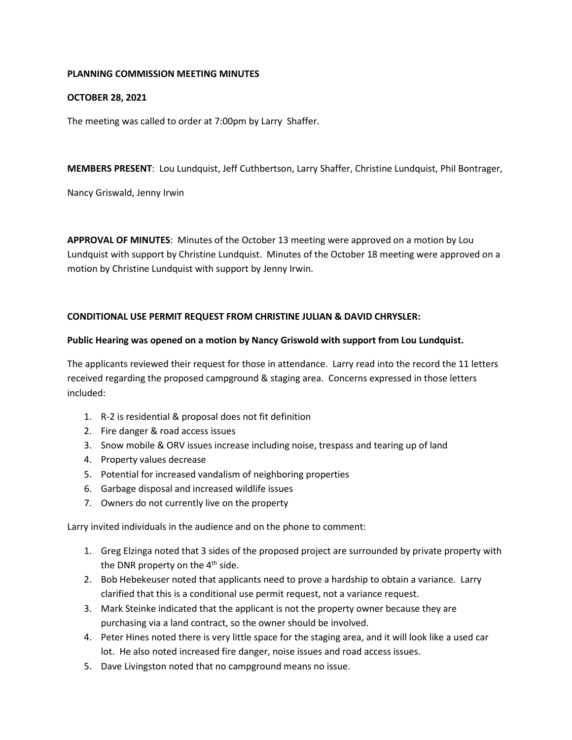**PLANNING COMMISSION MEETING MINUTES**

**OCTOBER 28, 2021**

The meeting was called to order at 7:00pm by Larry Shaffer.

**MEMBERS PRESENT**: Lou Lundquist, Jeff Cuthbertson, Larry Shaffer, Christine Lundquist, Phil Bontrager, Nancy Griswald, Jenny Irwin

**APPROVAL OF MINUTES**: Minutes of the October 13 meeting were approved on a motion by Lou Lundquist with support by Christine Lundquist. Minutes of the October 18 meeting were approved on a motion by Christine Lundquist with support by Jenny Irwin.

**CONDITIONAL USE PERMIT REQUEST FROM CHRISTINE JULIAN & DAVID CHRYSLER:**

**Public Hearing was opened on a motion by Nancy Griswold with support from Lou Lundquist.**

The applicants reviewed their request for those in attendance. Larry read into the record the 11 letters received regarding the proposed campground & staging area. Concerns expressed in those letters included:

1. R-2 is residential & proposal does not fit definition
2. Fire danger & road access issues
3. Snow mobile & ORV issues increase including noise, trespass and tearing up of land
4. Property values decrease
5. Potential for increased vandalism of neighboring properties
6. Garbage disposal and increased wildlife issues
7. Owners do not currently live on the property

Larry invited individuals in the audience and on the phone to comment:

1. Greg Elzinga noted that 3 sides of the proposed project are surrounded by private property with the DNR property on the 4th side.
2. Bob Hebekeuser noted that applicants need to prove a hardship to obtain a variance. Larry clarified that this is a conditional use permit request, not a variance request.
3. Mark Steinke indicated that the applicant is not the property owner because they are purchasing via a land contract, so the owner should be involved.
4. Peter Hines noted there is very little space for the staging area, and it will look like a used car lot. He also noted increased fire danger, noise issues and road access issues.
5. Dave Livingston noted that no campground means no issue.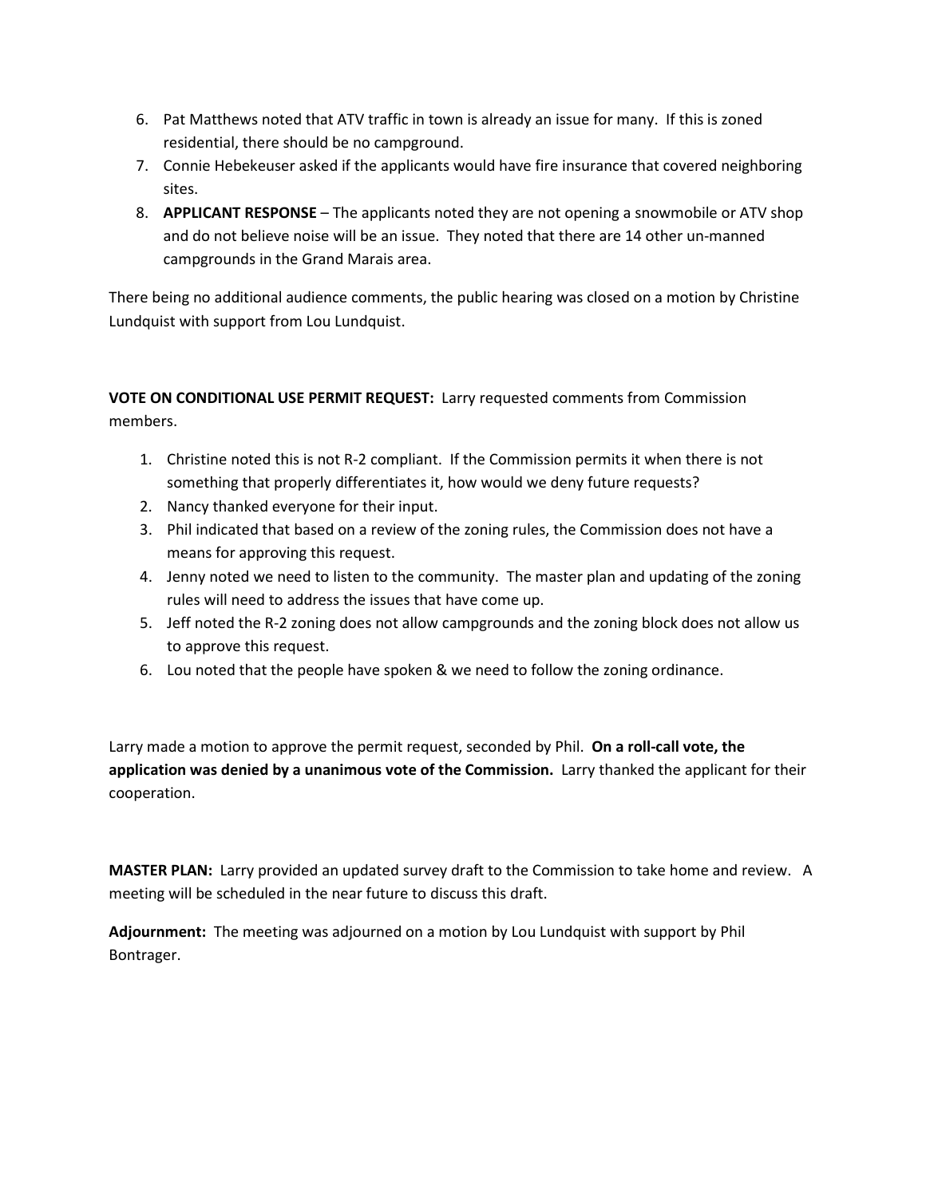6. Pat Matthews noted that ATV traffic in town is already an issue for many. If this is zoned residential, there should be no campground.
7. Connie Hebekeuser asked if the applicants would have fire insurance that covered neighboring sites.
8. **APPLICANT RESPONSE** – The applicants noted they are not opening a snowmobile or ATV shop and do not believe noise will be an issue. They noted that there are 14 other un-manned campgrounds in the Grand Marais area.

There being no additional audience comments, the public hearing was closed on a motion by Christine Lundquist with support from Lou Lundquist.

**VOTE ON CONDITIONAL USE PERMIT REQUEST:** Larry requested comments from Commission members.

1. Christine noted this is not R-2 compliant. If the Commission permits it when there is not something that properly differentiates it, how would we deny future requests?
2. Nancy thanked everyone for their input.
3. Phil indicated that based on a review of the zoning rules, the Commission does not have a means for approving this request.
4. Jenny noted we need to listen to the community. The master plan and updating of the zoning rules will need to address the issues that have come up.
5. Jeff noted the R-2 zoning does not allow campgrounds and the zoning block does not allow us to approve this request.
6. Lou noted that the people have spoken & we need to follow the zoning ordinance.

Larry made a motion to approve the permit request, seconded by Phil. **On a roll-call vote, the application was denied by a unanimous vote of the Commission.** Larry thanked the applicant for their cooperation.

**MASTER PLAN:** Larry provided an updated survey draft to the Commission to take home and review. A meeting will be scheduled in the near future to discuss this draft.

**Adjournment:** The meeting was adjourned on a motion by Lou Lundquist with support by Phil Bontrager.